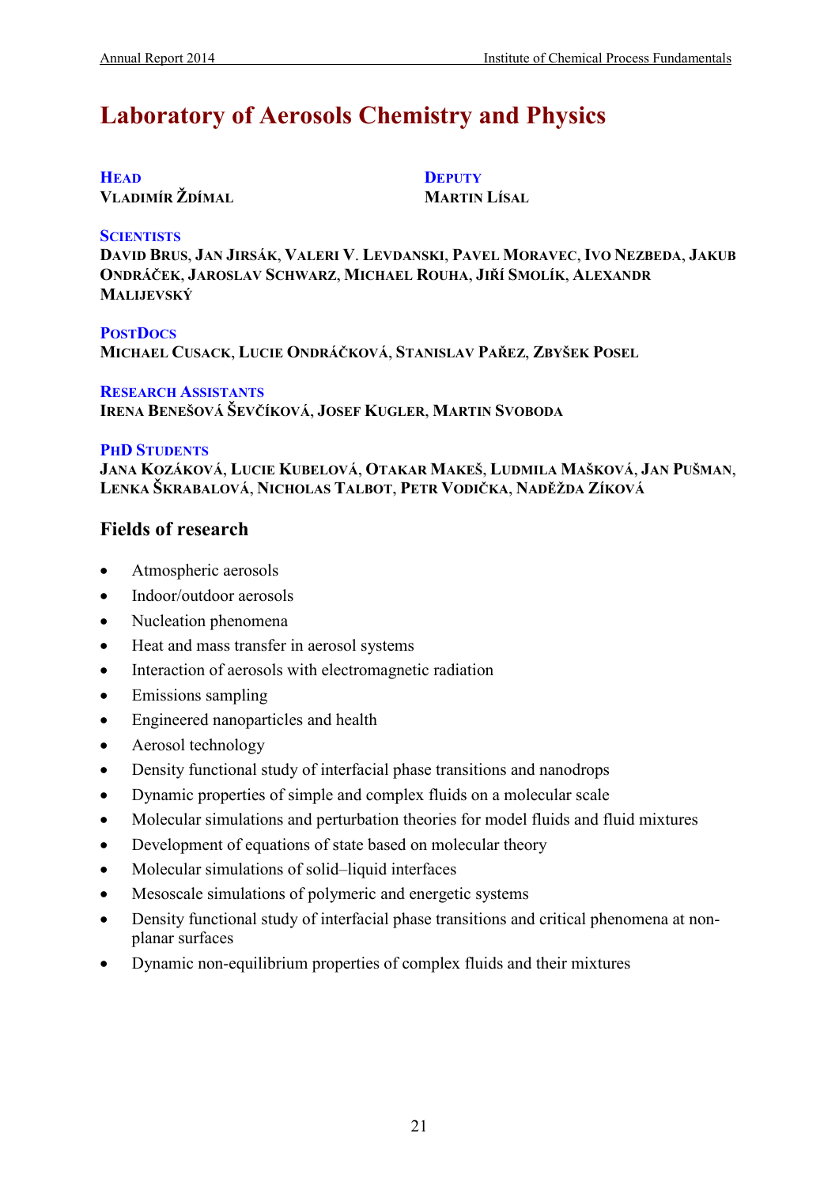# Laboratory of Aerosols Chemistry and Physics

**HEAD**
**VLADIMÍR ŽDÍMAL**

**DEPUTY**
**MARTIN LÍSAL**

**SCIENTISTS**
**DAVID BRUS, JAN JIRSÁK, VALERI V. LEVDANSKI, PAVEL MORAVEC, IVO NEZBEDA, JAKUB ONDRÁČEK, JAROSLAV SCHWARZ, MICHAEL ROUHA, JIŘÍ SMOLÍK, ALEXANDR MALIJEVSKÝ**

**POSTDOCS**
**MICHAEL CUSACK, LUCIE ONDRÁČKOVÁ, STANISLAV PAŘEZ, ZBYŠEK POSEL**

**RESEARCH ASSISTANTS**
**IRENA BENEŠOVÁ ŠEVČÍKOVÁ, JOSEF KUGLER, MARTIN SVOBODA**

**PHD STUDENTS**
**JANA KOZÁKOVÁ, LUCIE KUBELOVÁ, OTAKAR MAKEŠ, LUDMILA MAŠKOVÁ, JAN PUŠMAN, LENKA ŠKRABALOVÁ, NICHOLAS TALBOT, PETR VODIČKA, NADĚŽDA ZÍKOVÁ**

## Fields of research

- Atmospheric aerosols
- Indoor/outdoor aerosols
- Nucleation phenomena
- Heat and mass transfer in aerosol systems
- Interaction of aerosols with electromagnetic radiation
- Emissions sampling
- Engineered nanoparticles and health
- Aerosol technology
- Density functional study of interfacial phase transitions and nanodrops
- Dynamic properties of simple and complex fluids on a molecular scale
- Molecular simulations and perturbation theories for model fluids and fluid mixtures
- Development of equations of state based on molecular theory
- Molecular simulations of solid–liquid interfaces
- Mesoscale simulations of polymeric and energetic systems
- Density functional study of interfacial phase transitions and critical phenomena at non-planar surfaces
- Dynamic non-equilibrium properties of complex fluids and their mixtures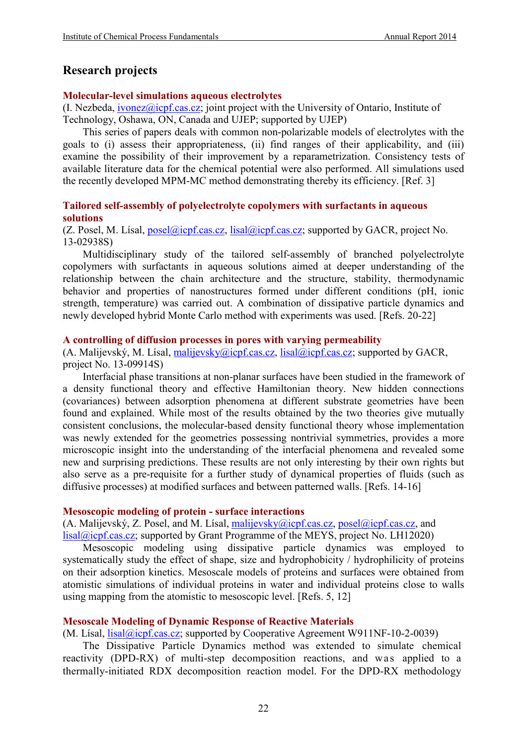## Research projects

### Molecular-level simulations aqueous electrolytes

(I. Nezbeda, ivonez@icpf.cas.cz; joint project with the University of Ontario, Institute of Technology, Oshawa, ON, Canada and UJEP; supported by UJEP)

This series of papers deals with common non-polarizable models of electrolytes with the goals to (i) assess their appropriateness, (ii) find ranges of their applicability, and (iii) examine the possibility of their improvement by a reparametrization. Consistency tests of available literature data for the chemical potential were also performed. All simulations used the recently developed MPM-MC method demonstrating thereby its efficiency. [Ref. 3]

### Tailored self-assembly of polyelectrolyte copolymers with surfactants in aqueous solutions

(Z. Posel, M. Lísal, posel@icpf.cas.cz, lisal@icpf.cas.cz; supported by GACR, project No. 13-02938S)

Multidisciplinary study of the tailored self-assembly of branched polyelectrolyte copolymers with surfactants in aqueous solutions aimed at deeper understanding of the relationship between the chain architecture and the structure, stability, thermodynamic behavior and properties of nanostructures formed under different conditions (pH, ionic strength, temperature) was carried out. A combination of dissipative particle dynamics and newly developed hybrid Monte Carlo method with experiments was used. [Refs. 20-22]

### A controlling of diffusion processes in pores with varying permeability

(A. Malijevský, M. Lísal, malijevsky@icpf.cas.cz, lisal@icpf.cas.cz; supported by GACR, project No. 13-09914S)

Interfacial phase transitions at non-planar surfaces have been studied in the framework of a density functional theory and effective Hamiltonian theory. New hidden connections (covariances) between adsorption phenomena at different substrate geometries have been found and explained. While most of the results obtained by the two theories give mutually consistent conclusions, the molecular-based density functional theory whose implementation was newly extended for the geometries possessing nontrivial symmetries, provides a more microscopic insight into the understanding of the interfacial phenomena and revealed some new and surprising predictions. These results are not only interesting by their own rights but also serve as a pre-requisite for a further study of dynamical properties of fluids (such as diffusive processes) at modified surfaces and between patterned walls. [Refs. 14-16]

### Mesoscopic modeling of protein - surface interactions

(A. Malijevský, Z. Posel, and M. Lísal, malijevsky@icpf.cas.cz, posel@icpf.cas.cz, and lisal@icpf.cas.cz; supported by Grant Programme of the MEYS, project No. LH12020)

Mesoscopic modeling using dissipative particle dynamics was employed to systematically study the effect of shape, size and hydrophobicity / hydrophilicity of proteins on their adsorption kinetics. Mesoscale models of proteins and surfaces were obtained from atomistic simulations of individual proteins in water and individual proteins close to walls using mapping from the atomistic to mesoscopic level. [Refs. 5, 12]

### Mesoscale Modeling of Dynamic Response of Reactive Materials

(M. Lísal, lisal@icpf.cas.cz; supported by Cooperative Agreement W911NF-10-2-0039)

The Dissipative Particle Dynamics method was extended to simulate chemical reactivity (DPD-RX) of multi-step decomposition reactions, and was applied to a thermally-initiated RDX decomposition reaction model. For the DPD-RX methodology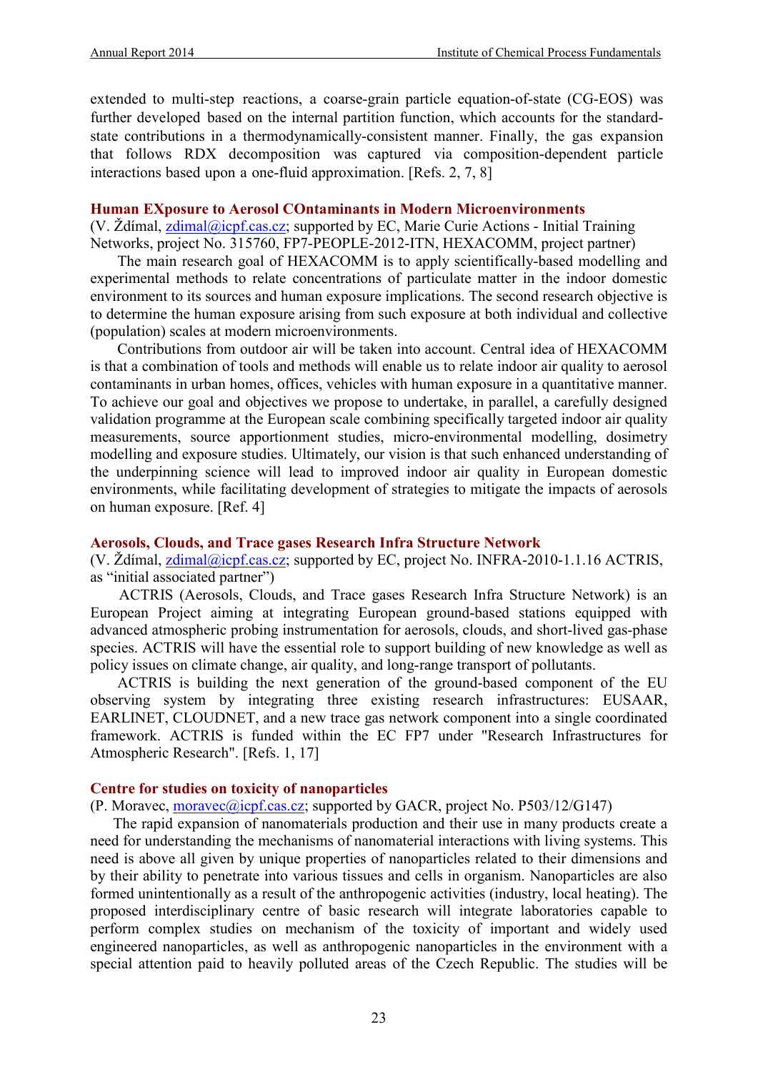extended to multi-step reactions, a coarse-grain particle equation-of-state (CG-EOS) was further developed based on the internal partition function, which accounts for the standard-state contributions in a thermodynamically-consistent manner. Finally, the gas expansion that follows RDX decomposition was captured via composition-dependent particle interactions based upon a one-fluid approximation. [Refs. 2, 7, 8]

### Human EXposure to Aerosol COntaminants in Modern Microenvironments

(V. Ždímal, zdimal@icpf.cas.cz; supported by EC, Marie Curie Actions - Initial Training Networks, project No. 315760, FP7-PEOPLE-2012-ITN, HEXACOMM, project partner)

The main research goal of HEXACOMM is to apply scientifically-based modelling and experimental methods to relate concentrations of particulate matter in the indoor domestic environment to its sources and human exposure implications. The second research objective is to determine the human exposure arising from such exposure at both individual and collective (population) scales at modern microenvironments.

Contributions from outdoor air will be taken into account. Central idea of HEXACOMM is that a combination of tools and methods will enable us to relate indoor air quality to aerosol contaminants in urban homes, offices, vehicles with human exposure in a quantitative manner. To achieve our goal and objectives we propose to undertake, in parallel, a carefully designed validation programme at the European scale combining specifically targeted indoor air quality measurements, source apportionment studies, micro-environmental modelling, dosimetry modelling and exposure studies. Ultimately, our vision is that such enhanced understanding of the underpinning science will lead to improved indoor air quality in European domestic environments, while facilitating development of strategies to mitigate the impacts of aerosols on human exposure. [Ref. 4]

### Aerosols, Clouds, and Trace gases Research Infra Structure Network

(V. Ždímal, zdimal@icpf.cas.cz; supported by EC, project No. INFRA-2010-1.1.16 ACTRIS, as "initial associated partner")

ACTRIS (Aerosols, Clouds, and Trace gases Research Infra Structure Network) is an European Project aiming at integrating European ground-based stations equipped with advanced atmospheric probing instrumentation for aerosols, clouds, and short-lived gas-phase species. ACTRIS will have the essential role to support building of new knowledge as well as policy issues on climate change, air quality, and long-range transport of pollutants.

ACTRIS is building the next generation of the ground-based component of the EU observing system by integrating three existing research infrastructures: EUSAAR, EARLINET, CLOUDNET, and a new trace gas network component into a single coordinated framework. ACTRIS is funded within the EC FP7 under "Research Infrastructures for Atmospheric Research". [Refs. 1, 17]

### Centre for studies on toxicity of nanoparticles

(P. Moravec, moravec@icpf.cas.cz; supported by GACR, project No. P503/12/G147)

The rapid expansion of nanomaterials production and their use in many products create a need for understanding the mechanisms of nanomaterial interactions with living systems. This need is above all given by unique properties of nanoparticles related to their dimensions and by their ability to penetrate into various tissues and cells in organism. Nanoparticles are also formed unintentionally as a result of the anthropogenic activities (industry, local heating). The proposed interdisciplinary centre of basic research will integrate laboratories capable to perform complex studies on mechanism of the toxicity of important and widely used engineered nanoparticles, as well as anthropogenic nanoparticles in the environment with a special attention paid to heavily polluted areas of the Czech Republic. The studies will be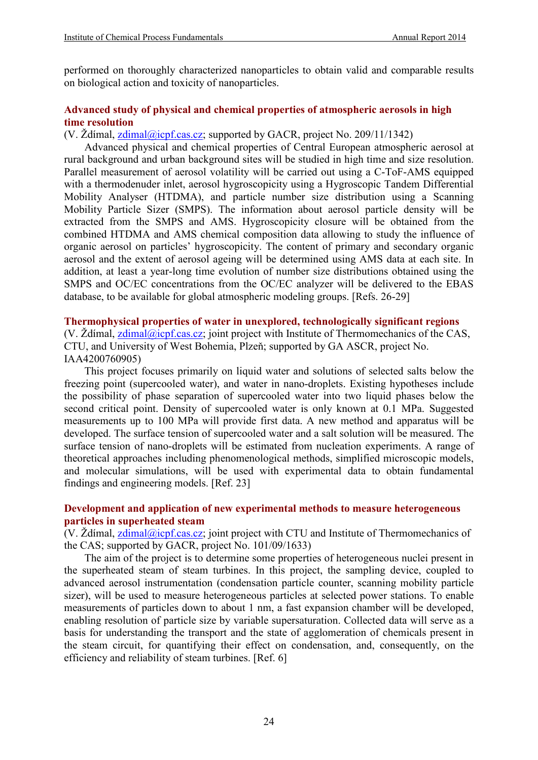performed on thoroughly characterized nanoparticles to obtain valid and comparable results on biological action and toxicity of nanoparticles.

### Advanced study of physical and chemical properties of atmospheric aerosols in high time resolution

(V. Ždímal, zdimal@icpf.cas.cz; supported by GACR, project No. 209/11/1342)

Advanced physical and chemical properties of Central European atmospheric aerosol at rural background and urban background sites will be studied in high time and size resolution. Parallel measurement of aerosol volatility will be carried out using a C-ToF-AMS equipped with a thermodenuder inlet, aerosol hygroscopicity using a Hygroscopic Tandem Differential Mobility Analyser (HTDMA), and particle number size distribution using a Scanning Mobility Particle Sizer (SMPS). The information about aerosol particle density will be extracted from the SMPS and AMS. Hygroscopicity closure will be obtained from the combined HTDMA and AMS chemical composition data allowing to study the influence of organic aerosol on particles' hygroscopicity. The content of primary and secondary organic aerosol and the extent of aerosol ageing will be determined using AMS data at each site. In addition, at least a year-long time evolution of number size distributions obtained using the SMPS and OC/EC concentrations from the OC/EC analyzer will be delivered to the EBAS database, to be available for global atmospheric modeling groups. [Refs. 26-29]

### Thermophysical properties of water in unexplored, technologically significant regions

(V. Ždímal, zdimal@icpf.cas.cz; joint project with Institute of Thermomechanics of the CAS, CTU, and University of West Bohemia, Plzeň; supported by GA ASCR, project No. IAA4200760905)

This project focuses primarily on liquid water and solutions of selected salts below the freezing point (supercooled water), and water in nano-droplets. Existing hypotheses include the possibility of phase separation of supercooled water into two liquid phases below the second critical point. Density of supercooled water is only known at 0.1 MPa. Suggested measurements up to 100 MPa will provide first data. A new method and apparatus will be developed. The surface tension of supercooled water and a salt solution will be measured. The surface tension of nano-droplets will be estimated from nucleation experiments. A range of theoretical approaches including phenomenological methods, simplified microscopic models, and molecular simulations, will be used with experimental data to obtain fundamental findings and engineering models. [Ref. 23]

### Development and application of new experimental methods to measure heterogeneous particles in superheated steam

(V. Ždímal, zdimal@icpf.cas.cz; joint project with CTU and Institute of Thermomechanics of the CAS; supported by GACR, project No. 101/09/1633)

The aim of the project is to determine some properties of heterogeneous nuclei present in the superheated steam of steam turbines. In this project, the sampling device, coupled to advanced aerosol instrumentation (condensation particle counter, scanning mobility particle sizer), will be used to measure heterogeneous particles at selected power stations. To enable measurements of particles down to about 1 nm, a fast expansion chamber will be developed, enabling resolution of particle size by variable supersaturation. Collected data will serve as a basis for understanding the transport and the state of agglomeration of chemicals present in the steam circuit, for quantifying their effect on condensation, and, consequently, on the efficiency and reliability of steam turbines. [Ref. 6]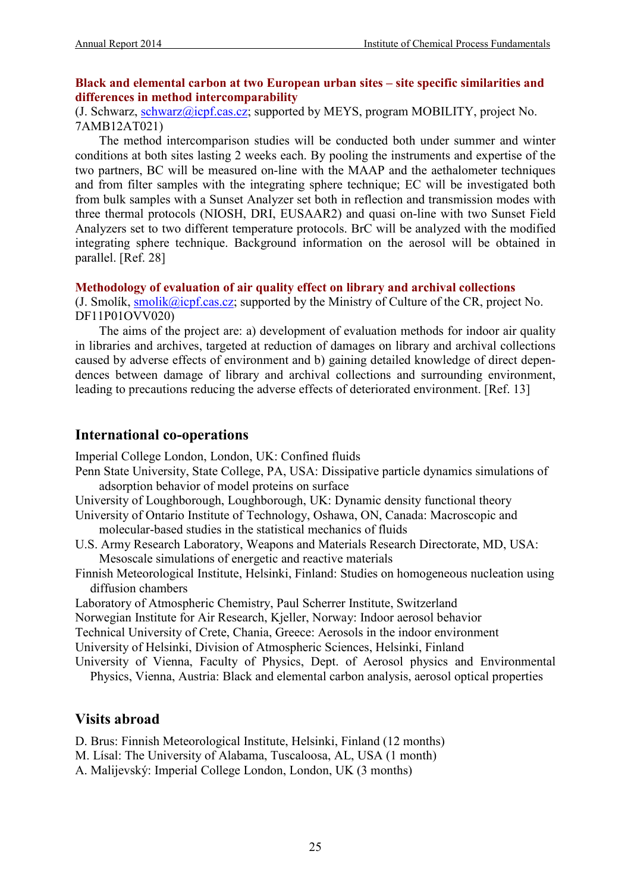### Black and elemental carbon at two European urban sites – site specific similarities and differences in method intercomparability

(J. Schwarz, schwarz@icpf.cas.cz; supported by MEYS, program MOBILITY, project No. 7AMB12AT021)

The method intercomparison studies will be conducted both under summer and winter conditions at both sites lasting 2 weeks each. By pooling the instruments and expertise of the two partners, BC will be measured on-line with the MAAP and the aethalometer techniques and from filter samples with the integrating sphere technique; EC will be investigated both from bulk samples with a Sunset Analyzer set both in reflection and transmission modes with three thermal protocols (NIOSH, DRI, EUSAAR2) and quasi on-line with two Sunset Field Analyzers set to two different temperature protocols. BrC will be analyzed with the modified integrating sphere technique. Background information on the aerosol will be obtained in parallel. [Ref. 28]

### Methodology of evaluation of air quality effect on library and archival collections

(J. Smolík, smolik@icpf.cas.cz; supported by the Ministry of Culture of the CR, project No. DF11P01OVV020)

The aims of the project are: a) development of evaluation methods for indoor air quality in libraries and archives, targeted at reduction of damages on library and archival collections caused by adverse effects of environment and b) gaining detailed knowledge of direct dependences between damage of library and archival collections and surrounding environment, leading to precautions reducing the adverse effects of deteriorated environment. [Ref. 13]

## International co-operations

Imperial College London, London, UK: Confined fluids

Penn State University, State College, PA, USA: Dissipative particle dynamics simulations of adsorption behavior of model proteins on surface

University of Loughborough, Loughborough, UK: Dynamic density functional theory

University of Ontario Institute of Technology, Oshawa, ON, Canada: Macroscopic and molecular-based studies in the statistical mechanics of fluids

U.S. Army Research Laboratory, Weapons and Materials Research Directorate, MD, USA: Mesoscale simulations of energetic and reactive materials

Finnish Meteorological Institute, Helsinki, Finland: Studies on homogeneous nucleation using diffusion chambers

Laboratory of Atmospheric Chemistry, Paul Scherrer Institute, Switzerland

Norwegian Institute for Air Research, Kjeller, Norway: Indoor aerosol behavior

Technical University of Crete, Chania, Greece: Aerosols in the indoor environment

University of Helsinki, Division of Atmospheric Sciences, Helsinki, Finland

University of Vienna, Faculty of Physics, Dept. of Aerosol physics and Environmental Physics, Vienna, Austria: Black and elemental carbon analysis, aerosol optical properties

## Visits abroad

D. Brus: Finnish Meteorological Institute, Helsinki, Finland (12 months)

M. Lísal: The University of Alabama, Tuscaloosa, AL, USA (1 month)

A. Malijevský: Imperial College London, London, UK (3 months)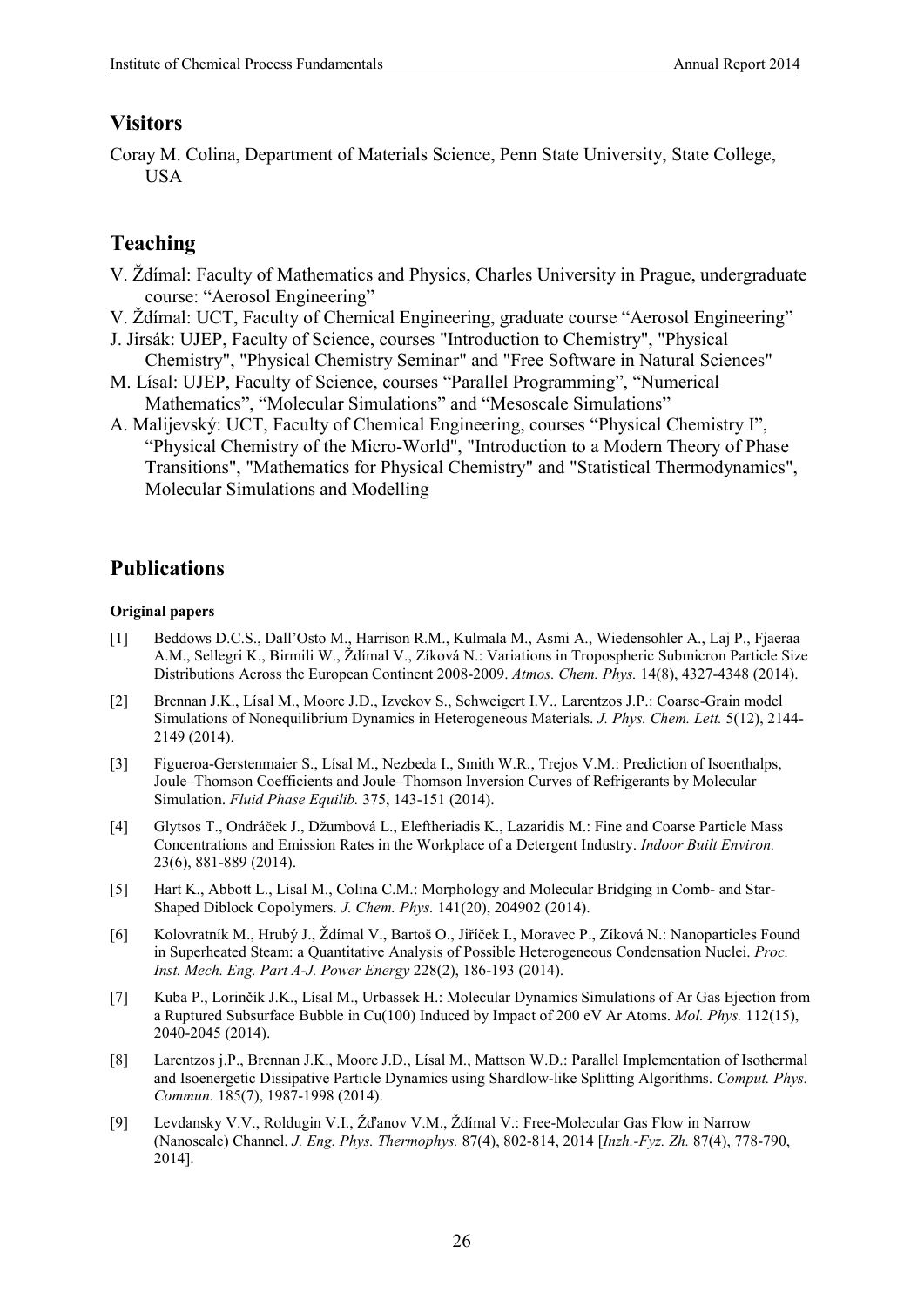## Visitors

Coray M. Colina, Department of Materials Science, Penn State University, State College, USA

## Teaching

- V. Ždímal: Faculty of Mathematics and Physics, Charles University in Prague, undergraduate course: "Aerosol Engineering"
- V. Ždímal: UCT, Faculty of Chemical Engineering, graduate course "Aerosol Engineering"
- J. Jirsák: UJEP, Faculty of Science, courses "Introduction to Chemistry", "Physical Chemistry", "Physical Chemistry Seminar" and "Free Software in Natural Sciences"
- M. Lísal: UJEP, Faculty of Science, courses "Parallel Programming", "Numerical Mathematics", "Molecular Simulations" and "Mesoscale Simulations"
- A. Malijevský: UCT, Faculty of Chemical Engineering, courses "Physical Chemistry I", "Physical Chemistry of the Micro-World", "Introduction to a Modern Theory of Phase Transitions", "Mathematics for Physical Chemistry" and "Statistical Thermodynamics", Molecular Simulations and Modelling

## Publications

#### Original papers

[1] Beddows D.C.S., Dall'Osto M., Harrison R.M., Kulmala M., Asmi A., Wiedensohler A., Laj P., Fjaeraa A.M., Sellegri K., Birmili W., Ždímal V., Zíková N.: Variations in Tropospheric Submicron Particle Size Distributions Across the European Continent 2008-2009. *Atmos. Chem. Phys.* 14(8), 4327-4348 (2014).

[2] Brennan J.K., Lísal M., Moore J.D., Izvekov S., Schweigert I.V., Larentzos J.P.: Coarse-Grain model Simulations of Nonequilibrium Dynamics in Heterogeneous Materials. *J. Phys. Chem. Lett.* 5(12), 2144-2149 (2014).

[3] Figueroa-Gerstenmaier S., Lísal M., Nezbeda I., Smith W.R., Trejos V.M.: Prediction of Isoenthalps, Joule–Thomson Coefficients and Joule–Thomson Inversion Curves of Refrigerants by Molecular Simulation. *Fluid Phase Equilib.* 375, 143-151 (2014).

[4] Glytsos T., Ondráček J., Džumbová L., Eleftheriadis K., Lazaridis M.: Fine and Coarse Particle Mass Concentrations and Emission Rates in the Workplace of a Detergent Industry. *Indoor Built Environ.* 23(6), 881-889 (2014).

[5] Hart K., Abbott L., Lísal M., Colina C.M.: Morphology and Molecular Bridging in Comb- and Star-Shaped Diblock Copolymers. *J. Chem. Phys.* 141(20), 204902 (2014).

[6] Kolovratník M., Hrubý J., Ždímal V., Bartoš O., Jiříček I., Moravec P., Zíková N.: Nanoparticles Found in Superheated Steam: a Quantitative Analysis of Possible Heterogeneous Condensation Nuclei. *Proc. Inst. Mech. Eng. Part A-J. Power Energy* 228(2), 186-193 (2014).

[7] Kuba P., Lorinčík J.K., Lísal M., Urbassek H.: Molecular Dynamics Simulations of Ar Gas Ejection from a Ruptured Subsurface Bubble in Cu(100) Induced by Impact of 200 eV Ar Atoms. *Mol. Phys.* 112(15), 2040-2045 (2014).

[8] Larentzos j.P., Brennan J.K., Moore J.D., Lísal M., Mattson W.D.: Parallel Implementation of Isothermal and Isoenergetic Dissipative Particle Dynamics using Shardlow-like Splitting Algorithms. *Comput. Phys. Commun.* 185(7), 1987-1998 (2014).

[9] Levdansky V.V., Roldugin V.I., Žďanov V.M., Ždímal V.: Free-Molecular Gas Flow in Narrow (Nanoscale) Channel. *J. Eng. Phys. Thermophys.* 87(4), 802-814, 2014 [*Inzh.-Fyz. Zh.* 87(4), 778-790, 2014].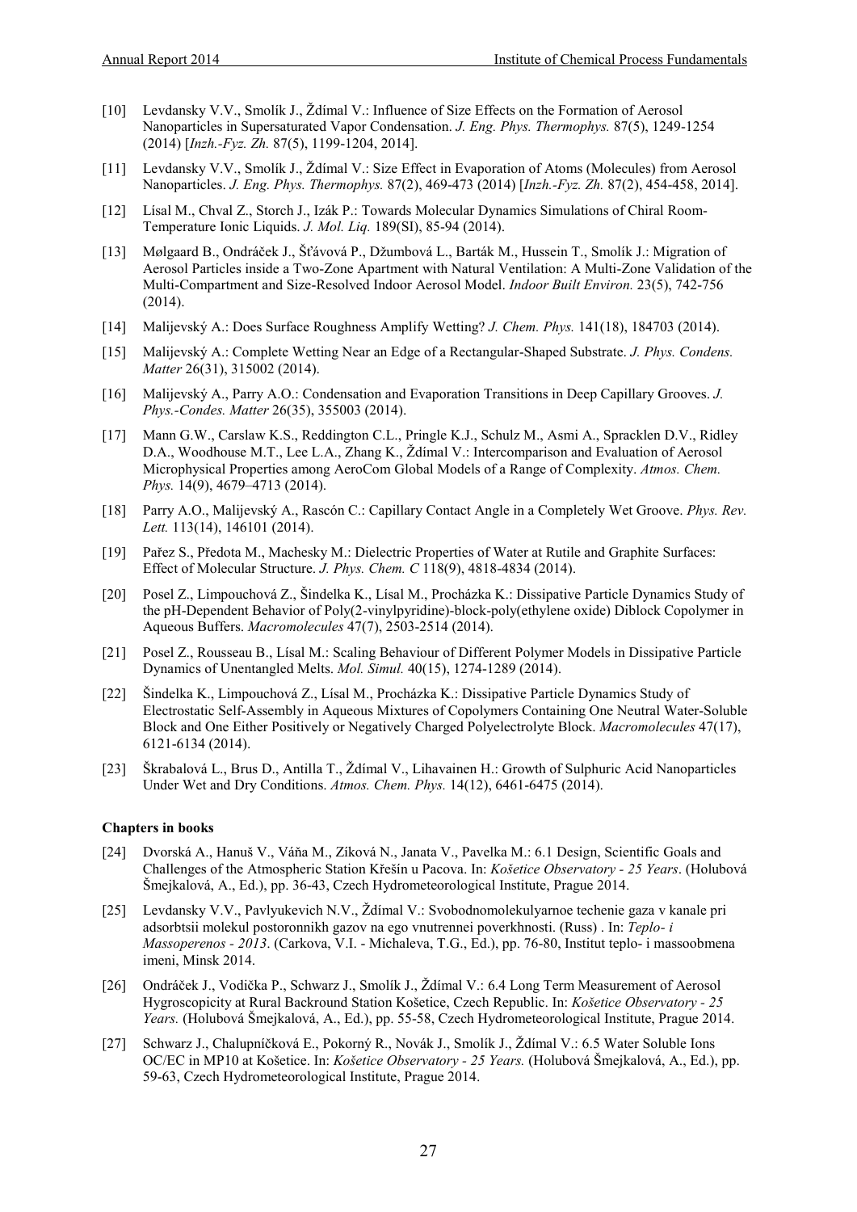[10] Levdansky V.V., Smolík J., Ždímal V.: Influence of Size Effects on the Formation of Aerosol Nanoparticles in Supersaturated Vapor Condensation. *J. Eng. Phys. Thermophys.* 87(5), 1249-1254 (2014) [*Inzh.-Fyz. Zh.* 87(5), 1199-1204, 2014].

[11] Levdansky V.V., Smolík J., Ždímal V.: Size Effect in Evaporation of Atoms (Molecules) from Aerosol Nanoparticles. *J. Eng. Phys. Thermophys.* 87(2), 469-473 (2014) [*Inzh.-Fyz. Zh.* 87(2), 454-458, 2014].

[12] Lísal M., Chval Z., Storch J., Izák P.: Towards Molecular Dynamics Simulations of Chiral Room-Temperature Ionic Liquids. *J. Mol. Liq.* 189(SI), 85-94 (2014).

[13] Mølgaard B., Ondráček J., Šťávová P., Džumbová L., Barták M., Hussein T., Smolík J.: Migration of Aerosol Particles inside a Two-Zone Apartment with Natural Ventilation: A Multi-Zone Validation of the Multi-Compartment and Size-Resolved Indoor Aerosol Model. *Indoor Built Environ.* 23(5), 742-756 (2014).

[14] Malijevský A.: Does Surface Roughness Amplify Wetting? *J. Chem. Phys.* 141(18), 184703 (2014).

[15] Malijevský A.: Complete Wetting Near an Edge of a Rectangular-Shaped Substrate. *J. Phys. Condens. Matter* 26(31), 315002 (2014).

[16] Malijevský A., Parry A.O.: Condensation and Evaporation Transitions in Deep Capillary Grooves. *J. Phys.-Condes. Matter* 26(35), 355003 (2014).

[17] Mann G.W., Carslaw K.S., Reddington C.L., Pringle K.J., Schulz M., Asmi A., Spracklen D.V., Ridley D.A., Woodhouse M.T., Lee L.A., Zhang K., Ždímal V.: Intercomparison and Evaluation of Aerosol Microphysical Properties among AeroCom Global Models of a Range of Complexity. *Atmos. Chem. Phys.* 14(9), 4679–4713 (2014).

[18] Parry A.O., Malijevský A., Rascón C.: Capillary Contact Angle in a Completely Wet Groove. *Phys. Rev. Lett.* 113(14), 146101 (2014).

[19] Pařez S., Předota M., Machesky M.: Dielectric Properties of Water at Rutile and Graphite Surfaces: Effect of Molecular Structure. *J. Phys. Chem. C* 118(9), 4818-4834 (2014).

[20] Posel Z., Limpouchová Z., Šindelka K., Lísal M., Procházka K.: Dissipative Particle Dynamics Study of the pH-Dependent Behavior of Poly(2-vinylpyridine)-block-poly(ethylene oxide) Diblock Copolymer in Aqueous Buffers. *Macromolecules* 47(7), 2503-2514 (2014).

[21] Posel Z., Rousseau B., Lísal M.: Scaling Behaviour of Different Polymer Models in Dissipative Particle Dynamics of Unentangled Melts. *Mol. Simul.* 40(15), 1274-1289 (2014).

[22] Šindelka K., Limpouchová Z., Lísal M., Procházka K.: Dissipative Particle Dynamics Study of Electrostatic Self-Assembly in Aqueous Mixtures of Copolymers Containing One Neutral Water-Soluble Block and One Either Positively or Negatively Charged Polyelectrolyte Block. *Macromolecules* 47(17), 6121-6134 (2014).

[23] Škrabalová L., Brus D., Antilla T., Ždímal V., Lihavainen H.: Growth of Sulphuric Acid Nanoparticles Under Wet and Dry Conditions. *Atmos. Chem. Phys.* 14(12), 6461-6475 (2014).

**Chapters in books**

[24] Dvorská A., Hanuš V., Váňa M., Zíková N., Janata V., Pavelka M.: 6.1 Design, Scientific Goals and Challenges of the Atmospheric Station Křešín u Pacova. In: *Košetice Observatory - 25 Years*. (Holubová Šmejkalová, A., Ed.), pp. 36-43, Czech Hydrometeorological Institute, Prague 2014.

[25] Levdansky V.V., Pavlyukevich N.V., Ždímal V.: Svobodnomolekulyarnoe techenie gaza v kanale pri adsorbtsii molekul postoronnikh gazov na ego vnutrennei poverkhnosti. (Russ) . In: *Teplo- i Massoperenos - 2013*. (Carkova, V.I. - Michaleva, T.G., Ed.), pp. 76-80, Institut teplo- i massoobmena imeni, Minsk 2014.

[26] Ondráček J., Vodička P., Schwarz J., Smolík J., Ždímal V.: 6.4 Long Term Measurement of Aerosol Hygroscopicity at Rural Backround Station Košetice, Czech Republic. In: *Košetice Observatory - 25 Years.* (Holubová Šmejkalová, A., Ed.), pp. 55-58, Czech Hydrometeorological Institute, Prague 2014.

[27] Schwarz J., Chalupníčková E., Pokorný R., Novák J., Smolík J., Ždímal V.: 6.5 Water Soluble Ions OC/EC in MP10 at Košetice. In: *Košetice Observatory - 25 Years.* (Holubová Šmejkalová, A., Ed.), pp. 59-63, Czech Hydrometeorological Institute, Prague 2014.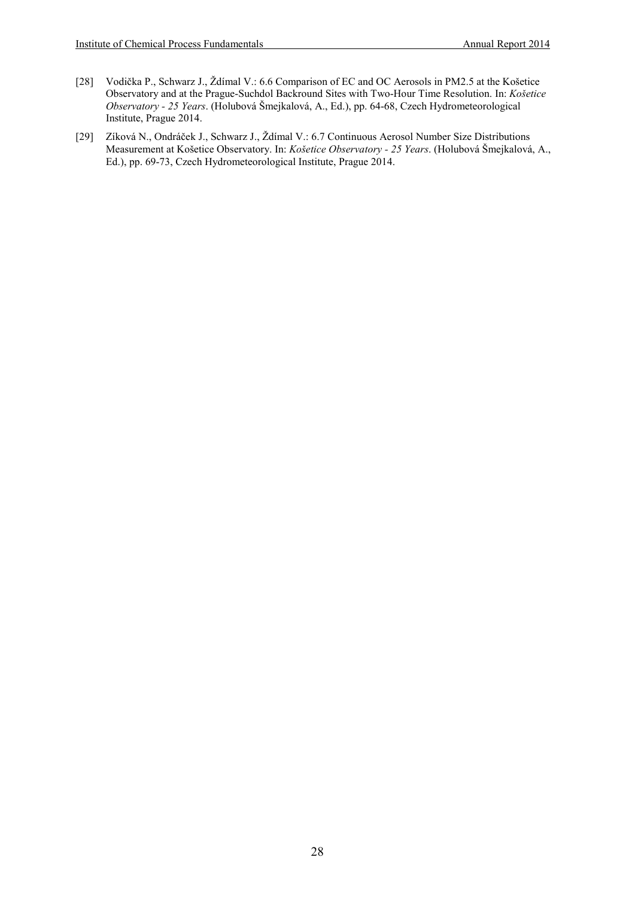[28] Vodička P., Schwarz J., Ždímal V.: 6.6 Comparison of EC and OC Aerosols in PM2.5 at the Košetice Observatory and at the Prague-Suchdol Backround Sites with Two-Hour Time Resolution. In: *Košetice Observatory - 25 Years*. (Holubová Šmejkalová, A., Ed.), pp. 64-68, Czech Hydrometeorological Institute, Prague 2014.

[29] Zíková N., Ondráček J., Schwarz J., Ždímal V.: 6.7 Continuous Aerosol Number Size Distributions Measurement at Košetice Observatory. In: *Košetice Observatory - 25 Years*. (Holubová Šmejkalová, A., Ed.), pp. 69-73, Czech Hydrometeorological Institute, Prague 2014.